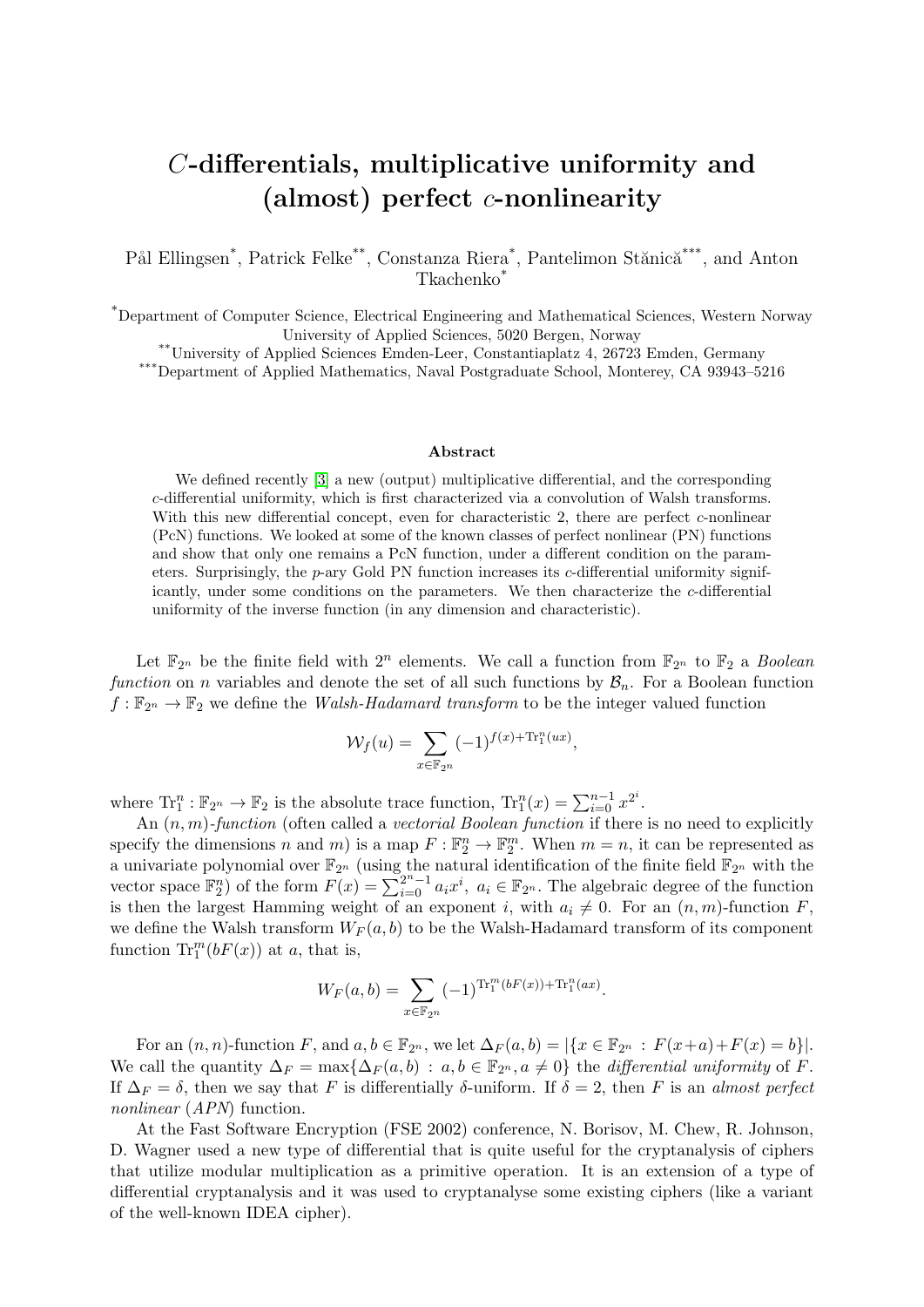# $C$-differentials, multiplicative uniformity and (almost) perfect $c$-nonlinearity

Pål Ellingsen[*], Patrick Felke[**], Constanza Riera[*], Pantelimon Stănică[***], and Anton Tkachenko[*]

[*]Department of Computer Science, Electrical Engineering and Mathematical Sciences, Western Norway University of Applied Sciences, 5020 Bergen, Norway

[**]University of Applied Sciences Emden-Leer, Constantiaplatz 4, 26723 Emden, Germany

[***]Department of Applied Mathematics, Naval Postgraduate School, Monterey, CA 93943–5216

### Abstract

We defined recently [3] a new (output) multiplicative differential, and the corresponding $c$-differential uniformity, which is first characterized via a convolution of Walsh transforms. With this new differential concept, even for characteristic 2, there are perfect $c$-nonlinear (PcN) functions. We looked at some of the known classes of perfect nonlinear (PN) functions and show that only one remains a PcN function, under a different condition on the parameters. Surprisingly, the $p$-ary Gold PN function increases its $c$-differential uniformity significantly, under some conditions on the parameters. We then characterize the $c$-differential uniformity of the inverse function (in any dimension and characteristic).

Let $\mathbb{F}_{2^n}$ be the finite field with $2^n$ elements. We call a function from $\mathbb{F}_{2^n}$ to $\mathbb{F}_2$ a *Boolean function* on $n$ variables and denote the set of all such functions by $\mathcal{B}_n$. For a Boolean function $f : \mathbb{F}_{2^n} \to \mathbb{F}_2$ we define the *Walsh-Hadamard transform* to be the integer valued function

$$\mathcal{W}_f(u) = \sum_{x \in \mathbb{F}_{2^n}} (-1)^{f(x)+\mathrm{Tr}_1^n(ux)},$$

where $\mathrm{Tr}_1^n : \mathbb{F}_{2^n} \to \mathbb{F}_2$ is the absolute trace function, $\mathrm{Tr}_1^n(x) = \sum_{i=0}^{n-1} x^{2^i}$.

An $(n, m)$-*function* (often called a *vectorial Boolean function* if there is no need to explicitly specify the dimensions $n$ and $m$) is a map $F : \mathbb{F}_2^n \to \mathbb{F}_2^m$. When $m = n$, it can be represented as a univariate polynomial over $\mathbb{F}_{2^n}$ (using the natural identification of the finite field $\mathbb{F}_{2^n}$ with the vector space $\mathbb{F}_2^n$) of the form $F(x) = \sum_{i=0}^{2^n-1} a_i x^i$, $a_i \in \mathbb{F}_{2^n}$. The algebraic degree of the function is then the largest Hamming weight of an exponent $i$, with $a_i \neq 0$. For an $(n, m)$-function $F$, we define the Walsh transform $W_F(a, b)$ to be the Walsh-Hadamard transform of its component function $\mathrm{Tr}_1^m(bF(x))$ at $a$, that is,

$$W_F(a, b) = \sum_{x \in \mathbb{F}_{2^n}} (-1)^{\mathrm{Tr}_1^m(bF(x))+\mathrm{Tr}_1^n(ax)}.$$

For an $(n, n)$-function $F$, and $a, b \in \mathbb{F}_{2^n}$, we let $\Delta_F(a, b) = |\{x \in \mathbb{F}_{2^n} : F(x+a)+F(x) = b\}|$. We call the quantity $\Delta_F = \max\{\Delta_F(a, b) : a, b \in \mathbb{F}_{2^n}, a \neq 0\}$ the *differential uniformity* of $F$. If $\Delta_F = \delta$, then we say that $F$ is differentially $\delta$-uniform. If $\delta = 2$, then $F$ is an *almost perfect nonlinear* (*APN*) function.

At the Fast Software Encryption (FSE 2002) conference, N. Borisov, M. Chew, R. Johnson, D. Wagner used a new type of differential that is quite useful for the cryptanalysis of ciphers that utilize modular multiplication as a primitive operation. It is an extension of a type of differential cryptanalysis and it was used to cryptanalyse some existing ciphers (like a variant of the well-known IDEA cipher).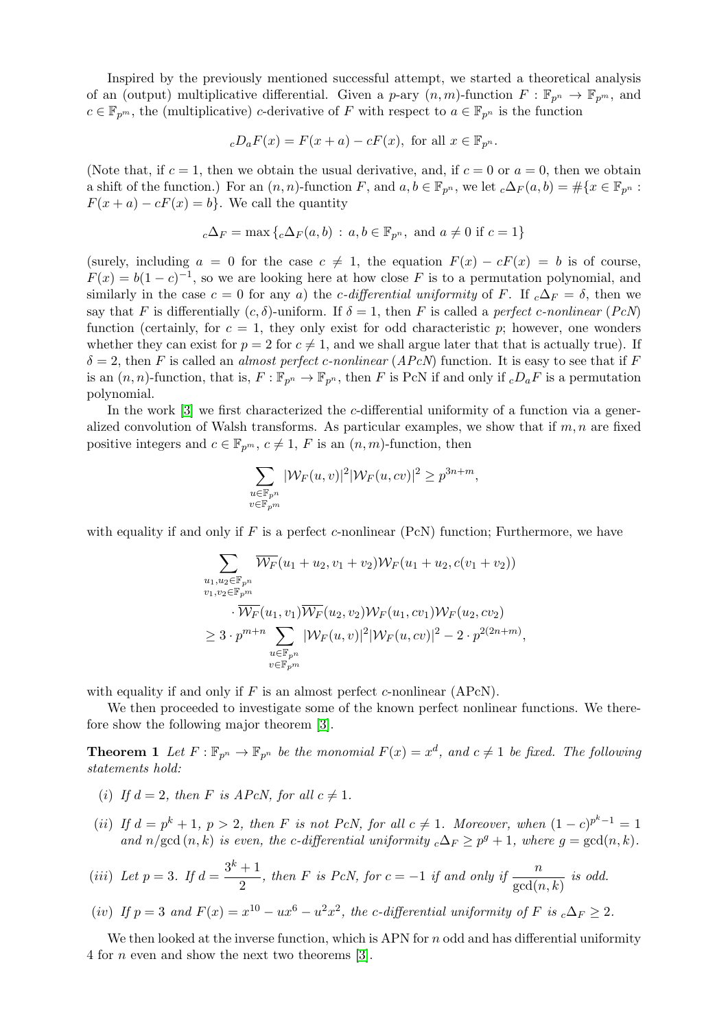Inspired by the previously mentioned successful attempt, we started a theoretical analysis of an (output) multiplicative differential. Given a $p$-ary $(n,m)$-function $F : \mathbb{F}_{p^n} \to \mathbb{F}_{p^m}$, and $c \in \mathbb{F}_{p^m}$, the (multiplicative) $c$-derivative of $F$ with respect to $a \in \mathbb{F}_{p^n}$ is the function

$$ {}_cD_aF(x) = F(x+a) - cF(x), \text{ for all } x \in \mathbb{F}_{p^n}. $$

(Note that, if $c = 1$, then we obtain the usual derivative, and, if $c = 0$ or $a = 0$, then we obtain a shift of the function.) For an $(n,n)$-function $F$, and $a, b \in \mathbb{F}_{p^n}$, we let ${}_c\Delta_F(a,b) = \#\{x \in \mathbb{F}_{p^n} : F(x+a) - cF(x) = b\}$. We call the quantity

$$ {}_c\Delta_F = \max\left\{{}_c\Delta_F(a,b) \,:\, a,b \in \mathbb{F}_{p^n}, \text{ and } a \neq 0 \text{ if } c = 1\right\} $$

(surely, including $a = 0$ for the case $c \neq 1$, the equation $F(x) - cF(x) = b$ is of course, $F(x) = b(1-c)^{-1}$, so we are looking here at how close $F$ is to a permutation polynomial, and similarly in the case $c = 0$ for any $a$) the *c-differential uniformity* of $F$. If ${}_c\Delta_F = \delta$, then we say that $F$ is differentially $(c,\delta)$-uniform. If $\delta = 1$, then $F$ is called a *perfect c-nonlinear* (*PcN*) function (certainly, for $c = 1$, they only exist for odd characteristic $p$; however, one wonders whether they can exist for $p = 2$ for $c \neq 1$, and we shall argue later that that is actually true). If $\delta = 2$, then $F$ is called an *almost perfect c-nonlinear* (*APcN*) function. It is easy to see that if $F$ is an $(n,n)$-function, that is, $F : \mathbb{F}_{p^n} \to \mathbb{F}_{p^n}$, then $F$ is PcN if and only if ${}_cD_aF$ is a permutation polynomial.

In the work [3] we first characterized the $c$-differential uniformity of a function via a generalized convolution of Walsh transforms. As particular examples, we show that if $m, n$ are fixed positive integers and $c \in \mathbb{F}_{p^m}$, $c \neq 1$, $F$ is an $(n,m)$-function, then

$$ \sum_{\substack{u \in \mathbb{F}_{p^n} \\ v \in \mathbb{F}_{p^m}}} |\mathcal{W}_F(u,v)|^2 |\mathcal{W}_F(u,cv)|^2 \geq p^{3n+m}, $$

with equality if and only if $F$ is a perfect $c$-nonlinear (PcN) function; Furthermore, we have

$$ \begin{aligned} \sum_{\substack{u_1,u_2 \in \mathbb{F}_{p^n} \\ v_1,v_2 \in \mathbb{F}_{p^m}}} & \overline{\mathcal{W}_F}(u_1+u_2, v_1+v_2)\mathcal{W}_F(u_1+u_2, c(v_1+v_2)) \\ & \cdot \overline{\mathcal{W}_F}(u_1,v_1)\overline{\mathcal{W}_F}(u_2,v_2)\mathcal{W}_F(u_1,cv_1)\mathcal{W}_F(u_2,cv_2) \\ & \geq 3 \cdot p^{m+n} \sum_{\substack{u \in \mathbb{F}_{p^n} \\ v \in \mathbb{F}_{p^m}}} |\mathcal{W}_F(u,v)|^2 |\mathcal{W}_F(u,cv)|^2 - 2 \cdot p^{2(2n+m)}, \end{aligned} $$

with equality if and only if $F$ is an almost perfect $c$-nonlinear (APcN).

We then proceeded to investigate some of the known perfect nonlinear functions. We therefore show the following major theorem [3].

**Theorem 1** *Let $F : \mathbb{F}_{p^n} \to \mathbb{F}_{p^n}$ be the monomial $F(x) = x^d$, and $c \neq 1$ be fixed. The following statements hold:*

- (i) *If $d = 2$, then $F$ is APcN, for all $c \neq 1$.*
- (ii) *If $d = p^k + 1$, $p > 2$, then $F$ is not PcN, for all $c \neq 1$. Moreover, when $(1-c)^{p^k-1} = 1$ and $n/\gcd(n,k)$ is even, the c-differential uniformity ${}_c\Delta_F \geq p^g + 1$, where $g = \gcd(n,k)$.*
- (iii) *Let $p = 3$. If $d = \dfrac{3^k+1}{2}$, then $F$ is PcN, for $c = -1$ if and only if $\dfrac{n}{\gcd(n,k)}$ is odd.*
- (iv) *If $p = 3$ and $F(x) = x^{10} - ux^6 - u^2x^2$, the c-differential uniformity of $F$ is ${}_c\Delta_F \geq 2$.*

We then looked at the inverse function, which is APN for $n$ odd and has differential uniformity 4 for $n$ even and show the next two theorems [3].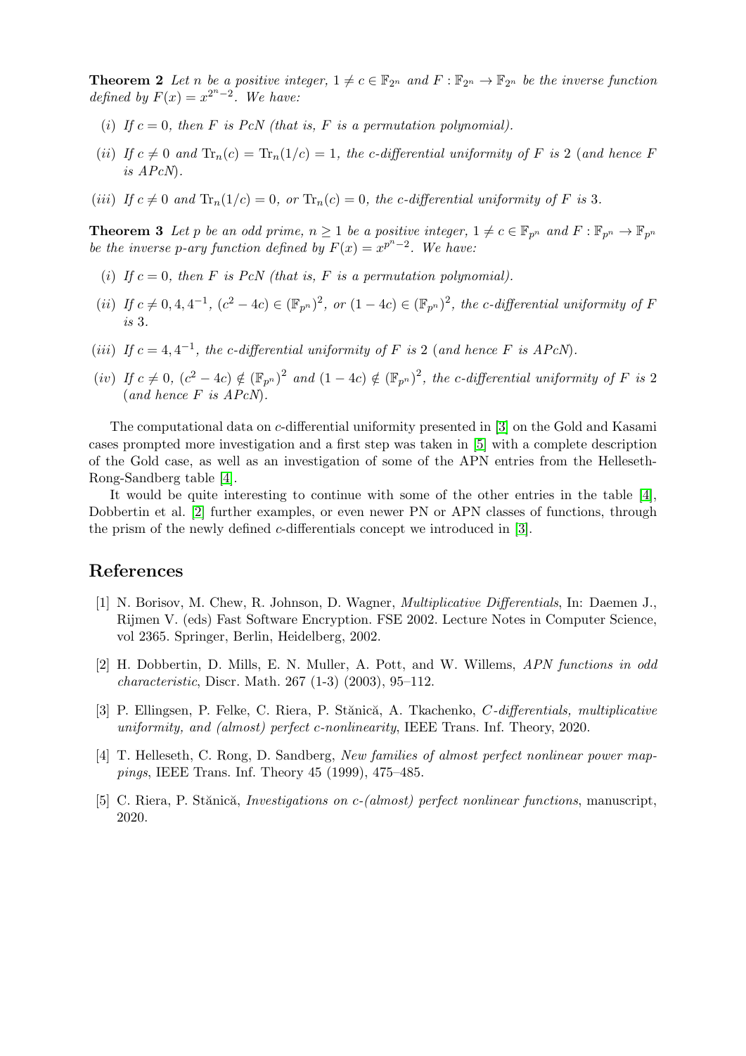**Theorem 2** *Let $n$ be a positive integer, $1 \neq c \in \mathbb{F}_{2^n}$ and $F : \mathbb{F}_{2^n} \to \mathbb{F}_{2^n}$ be the inverse function defined by $F(x) = x^{2^n-2}$. We have:*

*(i) If $c = 0$, then $F$ is PcN (that is, $F$ is a permutation polynomial).*

*(ii) If $c \neq 0$ and $\mathrm{Tr}_n(c) = \mathrm{Tr}_n(1/c) = 1$, the c-differential uniformity of $F$ is 2 (and hence $F$ is APcN).*

*(iii) If $c \neq 0$ and $\mathrm{Tr}_n(1/c) = 0$, or $\mathrm{Tr}_n(c) = 0$, the c-differential uniformity of $F$ is 3.*

**Theorem 3** *Let $p$ be an odd prime, $n \geq 1$ be a positive integer, $1 \neq c \in \mathbb{F}_{p^n}$ and $F : \mathbb{F}_{p^n} \to \mathbb{F}_{p^n}$ be the inverse p-ary function defined by $F(x) = x^{p^n-2}$. We have:*

*(i) If $c = 0$, then $F$ is PcN (that is, $F$ is a permutation polynomial).*

*(ii) If $c \neq 0, 4, 4^{-1}$, $(c^2 - 4c) \in (\mathbb{F}_{p^n})^2$, or $(1 - 4c) \in (\mathbb{F}_{p^n})^2$, the c-differential uniformity of $F$ is 3.*

*(iii) If $c = 4, 4^{-1}$, the c-differential uniformity of $F$ is 2 (and hence $F$ is APcN).*

*(iv) If $c \neq 0$, $(c^2 - 4c) \notin (\mathbb{F}_{p^n})^2$ and $(1 - 4c) \notin (\mathbb{F}_{p^n})^2$, the c-differential uniformity of $F$ is 2 (and hence $F$ is APcN).*

The computational data on $c$-differential uniformity presented in [3] on the Gold and Kasami cases prompted more investigation and a first step was taken in [5] with a complete description of the Gold case, as well as an investigation of some of the APN entries from the Helleseth-Rong-Sandberg table [4].

It would be quite interesting to continue with some of the other entries in the table [4], Dobbertin et al. [2] further examples, or even newer PN or APN classes of functions, through the prism of the newly defined $c$-differentials concept we introduced in [3].

## References

[1] N. Borisov, M. Chew, R. Johnson, D. Wagner, *Multiplicative Differentials*, In: Daemen J., Rijmen V. (eds) Fast Software Encryption. FSE 2002. Lecture Notes in Computer Science, vol 2365. Springer, Berlin, Heidelberg, 2002.

[2] H. Dobbertin, D. Mills, E. N. Muller, A. Pott, and W. Willems, *APN functions in odd characteristic*, Discr. Math. 267 (1-3) (2003), 95–112.

[3] P. Ellingsen, P. Felke, C. Riera, P. Stănică, A. Tkachenko, *C-differentials, multiplicative uniformity, and (almost) perfect c-nonlinearity*, IEEE Trans. Inf. Theory, 2020.

[4] T. Helleseth, C. Rong, D. Sandberg, *New families of almost perfect nonlinear power mappings*, IEEE Trans. Inf. Theory 45 (1999), 475–485.

[5] C. Riera, P. Stănică, *Investigations on c-(almost) perfect nonlinear functions*, manuscript, 2020.